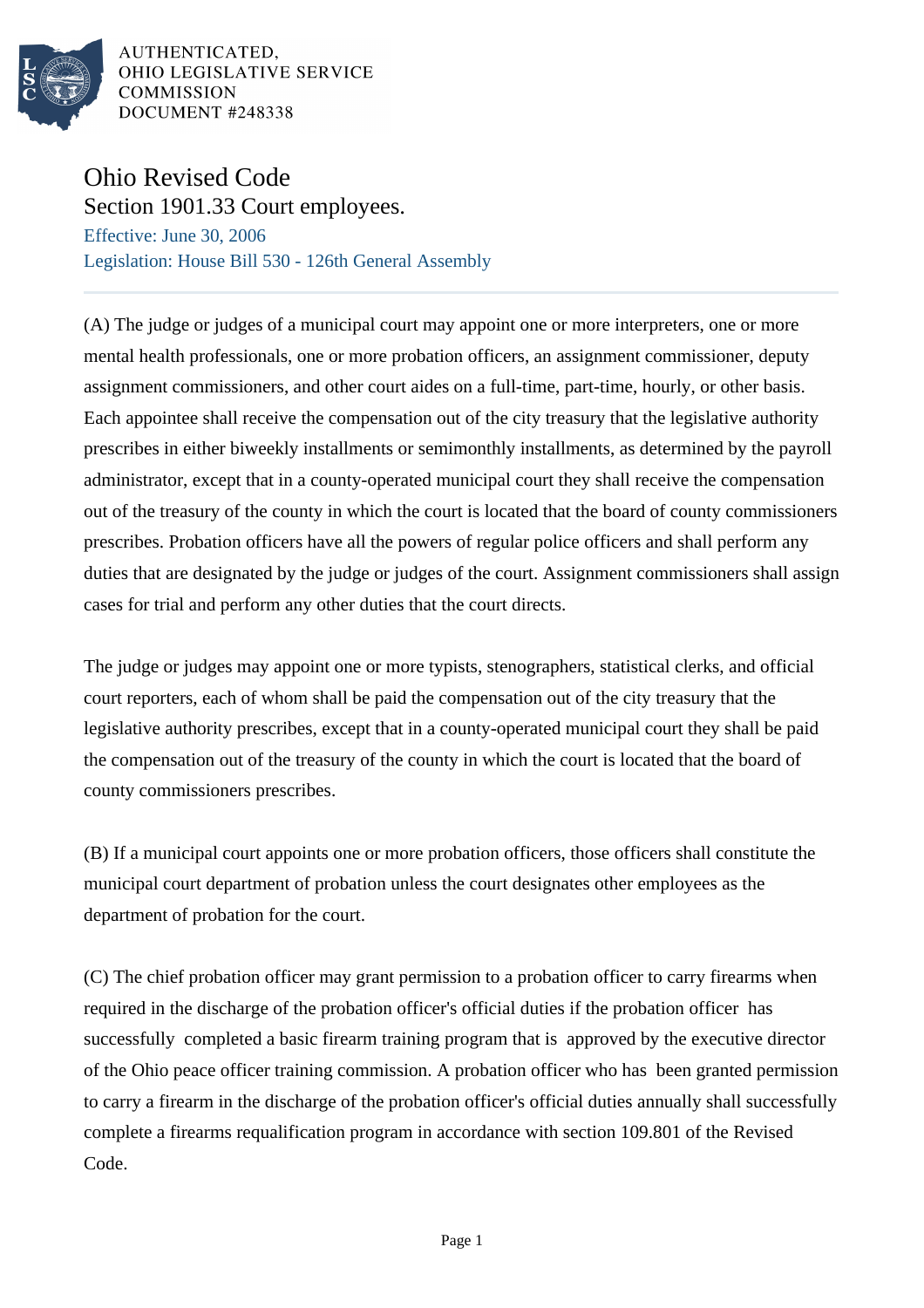AUTHENTICATED,
OHIO LEGISLATIVE SERVICE
COMMISSION
DOCUMENT #248338

# Ohio Revised Code

## Section 1901.33 Court employees.

Effective: June 30, 2006

Legislation: House Bill 530 - 126th General Assembly

(A) The judge or judges of a municipal court may appoint one or more interpreters, one or more mental health professionals, one or more probation officers, an assignment commissioner, deputy assignment commissioners, and other court aides on a full-time, part-time, hourly, or other basis. Each appointee shall receive the compensation out of the city treasury that the legislative authority prescribes in either biweekly installments or semimonthly installments, as determined by the payroll administrator, except that in a county-operated municipal court they shall receive the compensation out of the treasury of the county in which the court is located that the board of county commissioners prescribes. Probation officers have all the powers of regular police officers and shall perform any duties that are designated by the judge or judges of the court. Assignment commissioners shall assign cases for trial and perform any other duties that the court directs.

The judge or judges may appoint one or more typists, stenographers, statistical clerks, and official court reporters, each of whom shall be paid the compensation out of the city treasury that the legislative authority prescribes, except that in a county-operated municipal court they shall be paid the compensation out of the treasury of the county in which the court is located that the board of county commissioners prescribes.

(B) If a municipal court appoints one or more probation officers, those officers shall constitute the municipal court department of probation unless the court designates other employees as the department of probation for the court.

(C) The chief probation officer may grant permission to a probation officer to carry firearms when required in the discharge of the probation officer's official duties if the probation officer has successfully completed a basic firearm training program that is approved by the executive director of the Ohio peace officer training commission. A probation officer who has been granted permission to carry a firearm in the discharge of the probation officer's official duties annually shall successfully complete a firearms requalification program in accordance with section 109.801 of the Revised Code.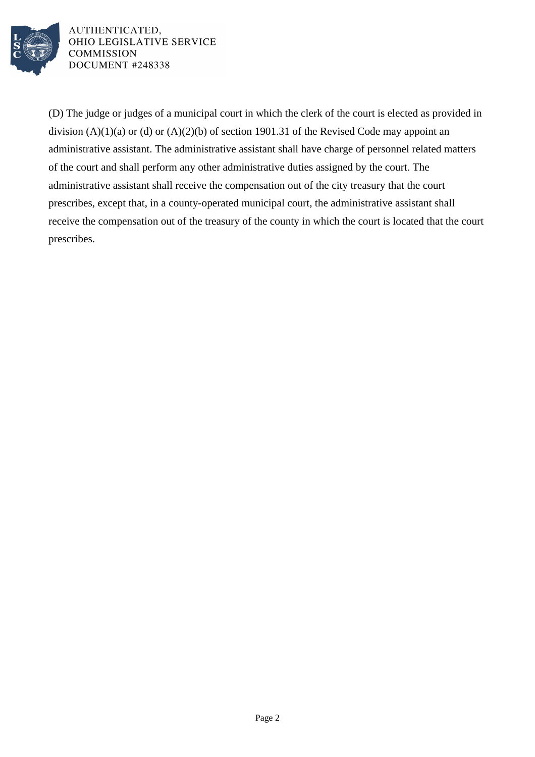(D) The judge or judges of a municipal court in which the clerk of the court is elected as provided in division (A)(1)(a) or (d) or (A)(2)(b) of section 1901.31 of the Revised Code may appoint an administrative assistant. The administrative assistant shall have charge of personnel related matters of the court and shall perform any other administrative duties assigned by the court. The administrative assistant shall receive the compensation out of the city treasury that the court prescribes, except that, in a county-operated municipal court, the administrative assistant shall receive the compensation out of the treasury of the county in which the court is located that the court prescribes.